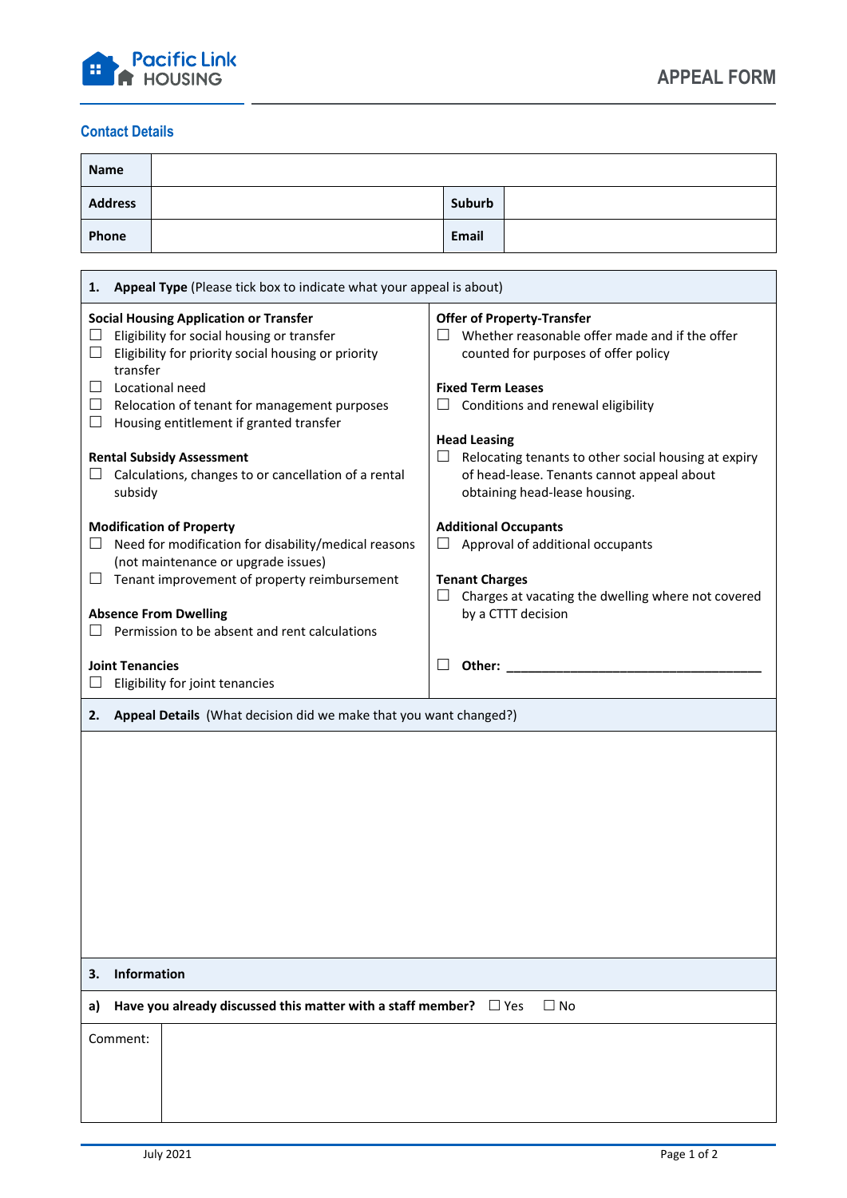Pacific Link HOUSING

# APPEAL FORM

## Contact Details

| Name | | | |
|---|---|---|---|
| Address | | Suburb | |
| Phone | | Email | |

### 1. Appeal Type (Please tick box to indicate what your appeal is about)

**Social Housing Application or Transfer**
- ☐ Eligibility for social housing or transfer
- ☐ Eligibility for priority social housing or priority transfer
- ☐ Locational need
- ☐ Relocation of tenant for management purposes
- ☐ Housing entitlement if granted transfer

**Rental Subsidy Assessment**
- ☐ Calculations, changes to or cancellation of a rental subsidy

**Modification of Property**
- ☐ Need for modification for disability/medical reasons (not maintenance or upgrade issues)
- ☐ Tenant improvement of property reimbursement

**Absence From Dwelling**
- ☐ Permission to be absent and rent calculations

**Joint Tenancies**
- ☐ Eligibility for joint tenancies

**Offer of Property-Transfer**
- ☐ Whether reasonable offer made and if the offer counted for purposes of offer policy

**Fixed Term Leases**
- ☐ Conditions and renewal eligibility

**Head Leasing**
- ☐ Relocating tenants to other social housing at expiry of head-lease. Tenants cannot appeal about obtaining head-lease housing.

**Additional Occupants**
- ☐ Approval of additional occupants

**Tenant Charges**
- ☐ Charges at vacating the dwelling where not covered by a CTTT decision

☐ **Other:** ______________________________________

### 2. Appeal Details (What decision did we make that you want changed?)

### 3. Information

**a) Have you already discussed this matter with a staff member?** ☐ Yes ☐ No

Comment: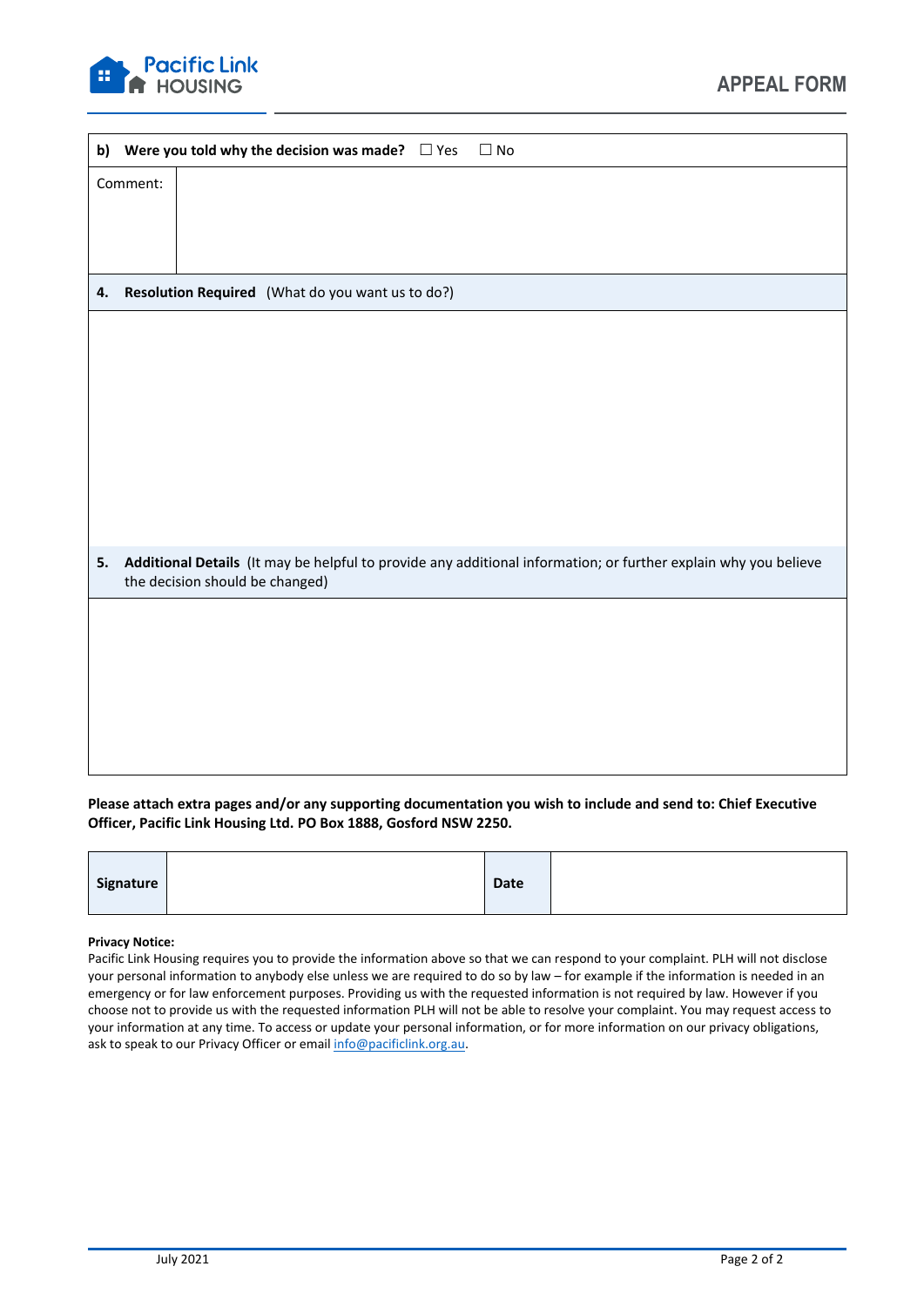| | |
|---|---|
| **b) Were you told why the decision was made?** ☐ Yes ☐ No | |
| Comment: | |

**4. Resolution Required** (What do you want us to do?)

**5. Additional Details** (It may be helpful to provide any additional information; or further explain why you believe the decision should be changed)

**Please attach extra pages and/or any supporting documentation you wish to include and send to: Chief Executive Officer, Pacific Link Housing Ltd. PO Box 1888, Gosford NSW 2250.**

| | | | |
|---|---|---|---|
| **Signature** | | **Date** | |

**Privacy Notice:**

Pacific Link Housing requires you to provide the information above so that we can respond to your complaint. PLH will not disclose your personal information to anybody else unless we are required to do so by law – for example if the information is needed in an emergency or for law enforcement purposes. Providing us with the requested information is not required by law. However if you choose not to provide us with the requested information PLH will not be able to resolve your complaint. You may request access to your information at any time. To access or update your personal information, or for more information on our privacy obligations, ask to speak to our Privacy Officer or email info@pacificlink.org.au.